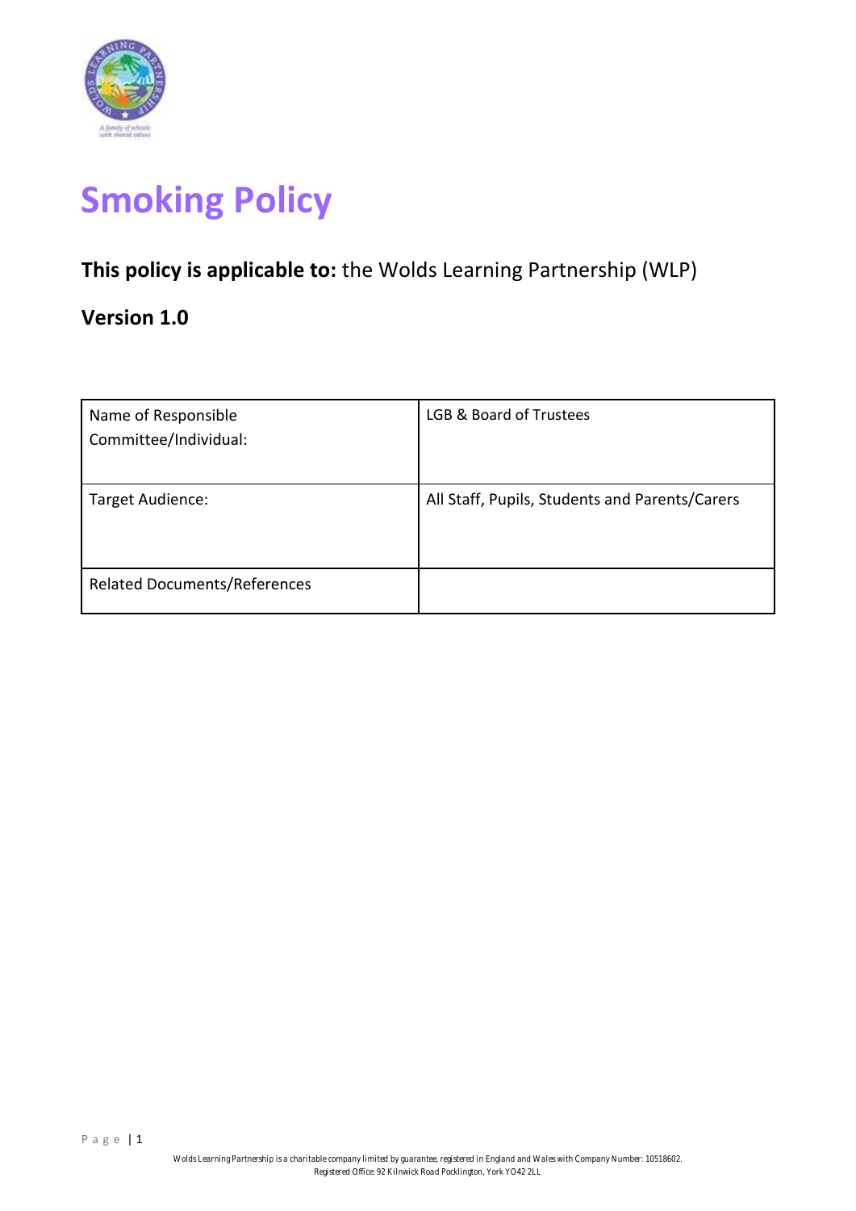# Smoking Policy

**This policy is applicable to:** the Wolds Learning Partnership (WLP)

**Version 1.0**

| Name of Responsible Committee/Individual: | LGB & Board of Trustees |
|---|---|
| Target Audience: | All Staff, Pupils, Students and Parents/Carers |
| Related Documents/References | |

Wolds Learning Partnership is a charitable company limited by guarantee, registered in England and Wales with Company Number: 10518602.
Registered Office: 92 Kilnwick Road Pocklington, York YO42 2LL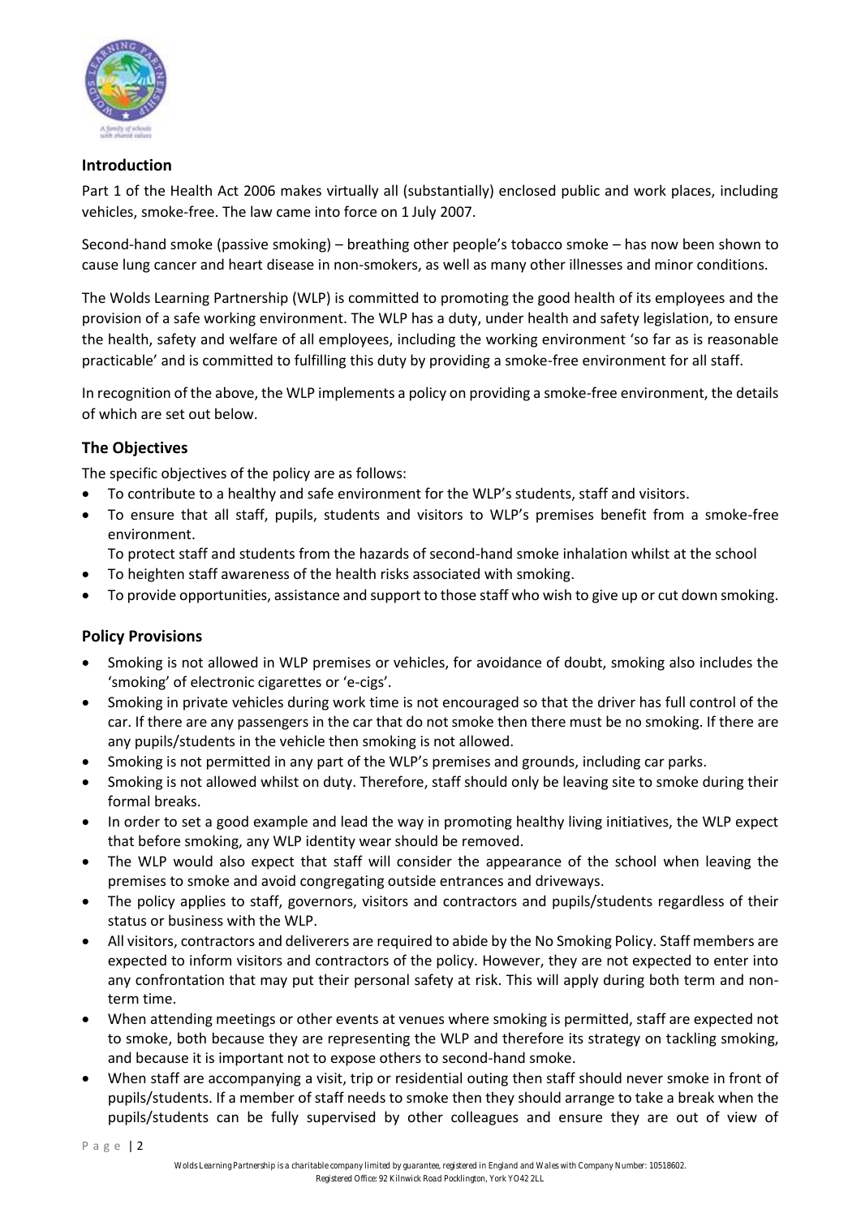## Introduction

Part 1 of the Health Act 2006 makes virtually all (substantially) enclosed public and work places, including vehicles, smoke-free. The law came into force on 1 July 2007.

Second-hand smoke (passive smoking) – breathing other people's tobacco smoke – has now been shown to cause lung cancer and heart disease in non-smokers, as well as many other illnesses and minor conditions.

The Wolds Learning Partnership (WLP) is committed to promoting the good health of its employees and the provision of a safe working environment. The WLP has a duty, under health and safety legislation, to ensure the health, safety and welfare of all employees, including the working environment 'so far as is reasonable practicable' and is committed to fulfilling this duty by providing a smoke-free environment for all staff.

In recognition of the above, the WLP implements a policy on providing a smoke-free environment, the details of which are set out below.

## The Objectives

The specific objectives of the policy are as follows:

- To contribute to a healthy and safe environment for the WLP's students, staff and visitors.
- To ensure that all staff, pupils, students and visitors to WLP's premises benefit from a smoke-free environment.
  To protect staff and students from the hazards of second-hand smoke inhalation whilst at the school
- To heighten staff awareness of the health risks associated with smoking.
- To provide opportunities, assistance and support to those staff who wish to give up or cut down smoking.

## Policy Provisions

- Smoking is not allowed in WLP premises or vehicles, for avoidance of doubt, smoking also includes the 'smoking' of electronic cigarettes or 'e-cigs'.
- Smoking in private vehicles during work time is not encouraged so that the driver has full control of the car. If there are any passengers in the car that do not smoke then there must be no smoking. If there are any pupils/students in the vehicle then smoking is not allowed.
- Smoking is not permitted in any part of the WLP's premises and grounds, including car parks.
- Smoking is not allowed whilst on duty. Therefore, staff should only be leaving site to smoke during their formal breaks.
- In order to set a good example and lead the way in promoting healthy living initiatives, the WLP expect that before smoking, any WLP identity wear should be removed.
- The WLP would also expect that staff will consider the appearance of the school when leaving the premises to smoke and avoid congregating outside entrances and driveways.
- The policy applies to staff, governors, visitors and contractors and pupils/students regardless of their status or business with the WLP.
- All visitors, contractors and deliverers are required to abide by the No Smoking Policy. Staff members are expected to inform visitors and contractors of the policy. However, they are not expected to enter into any confrontation that may put their personal safety at risk. This will apply during both term and non-term time.
- When attending meetings or other events at venues where smoking is permitted, staff are expected not to smoke, both because they are representing the WLP and therefore its strategy on tackling smoking, and because it is important not to expose others to second-hand smoke.
- When staff are accompanying a visit, trip or residential outing then staff should never smoke in front of pupils/students. If a member of staff needs to smoke then they should arrange to take a break when the pupils/students can be fully supervised by other colleagues and ensure they are out of view of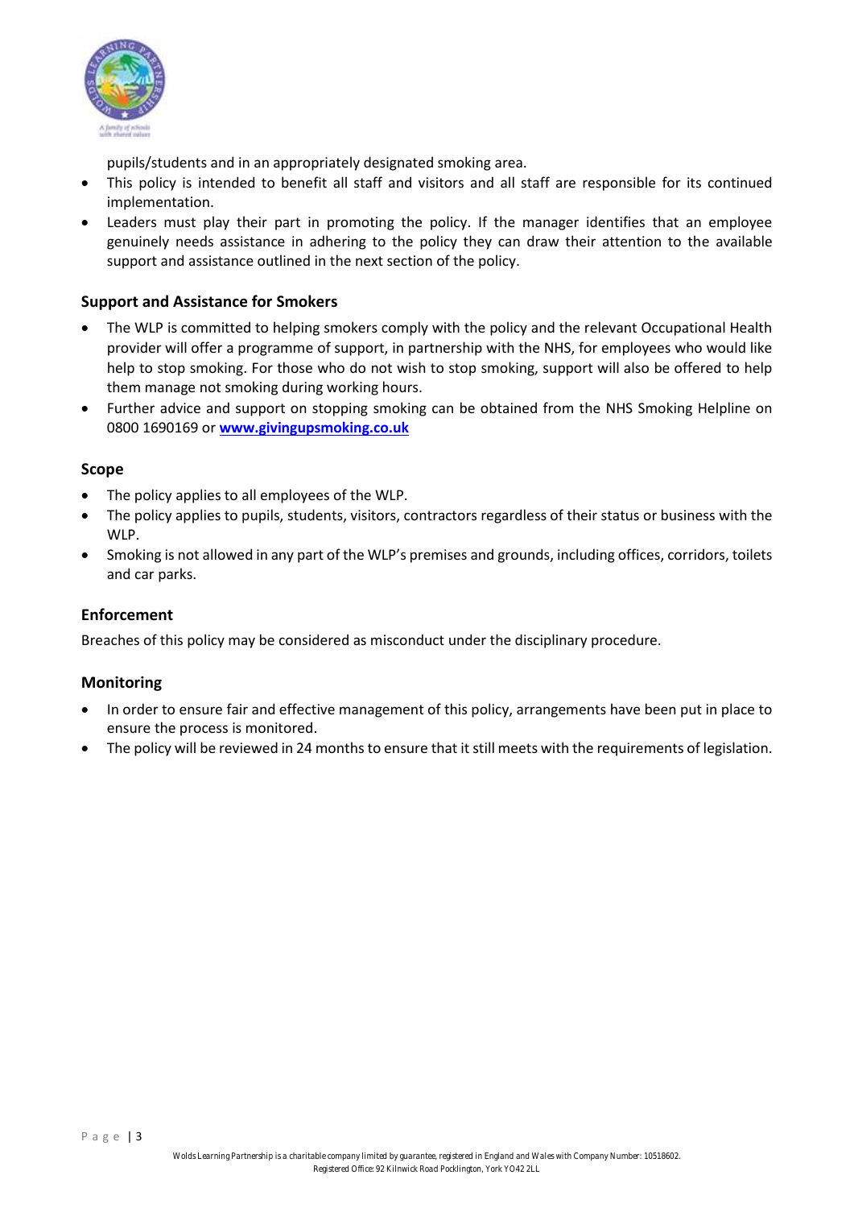pupils/students and in an appropriately designated smoking area.

- This policy is intended to benefit all staff and visitors and all staff are responsible for its continued implementation.
- Leaders must play their part in promoting the policy. If the manager identifies that an employee genuinely needs assistance in adhering to the policy they can draw their attention to the available support and assistance outlined in the next section of the policy.

### Support and Assistance for Smokers

- The WLP is committed to helping smokers comply with the policy and the relevant Occupational Health provider will offer a programme of support, in partnership with the NHS, for employees who would like help to stop smoking. For those who do not wish to stop smoking, support will also be offered to help them manage not smoking during working hours.
- Further advice and support on stopping smoking can be obtained from the NHS Smoking Helpline on 0800 1690169 or **www.givingupsmoking.co.uk**

### Scope

- The policy applies to all employees of the WLP.
- The policy applies to pupils, students, visitors, contractors regardless of their status or business with the WLP.
- Smoking is not allowed in any part of the WLP's premises and grounds, including offices, corridors, toilets and car parks.

### Enforcement

Breaches of this policy may be considered as misconduct under the disciplinary procedure.

### Monitoring

- In order to ensure fair and effective management of this policy, arrangements have been put in place to ensure the process is monitored.
- The policy will be reviewed in 24 months to ensure that it still meets with the requirements of legislation.